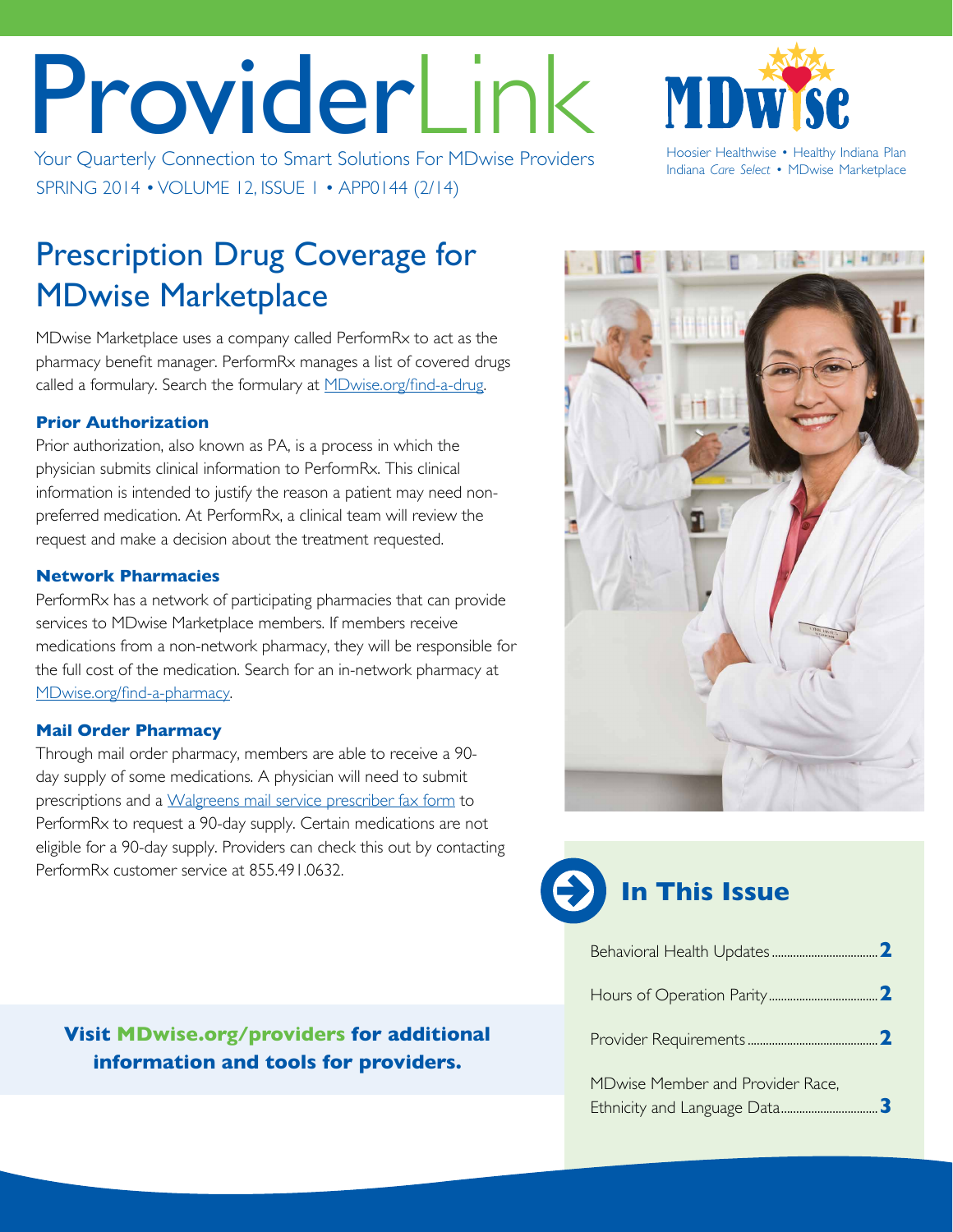# ProviderLink

Your Quarterly Connection to Smart Solutions For MDwise Providers

SPRING 2014 • VOLUME 12, ISSUE 1 • APP0144 (2/14)

MDwise

Hoosier Healthwise • Healthy Indiana Plan
Indiana *Care Select* • MDwise Marketplace

## Prescription Drug Coverage for MDwise Marketplace

MDwise Marketplace uses a company called PerformRx to act as the pharmacy benefit manager. PerformRx manages a list of covered drugs called a formulary. Search the formulary at [MDwise.org/find-a-drug](MDwise.org/find-a-drug).

### Prior Authorization

Prior authorization, also known as PA, is a process in which the physician submits clinical information to PerformRx. This clinical information is intended to justify the reason a patient may need non-preferred medication. At PerformRx, a clinical team will review the request and make a decision about the treatment requested.

### Network Pharmacies

PerformRx has a network of participating pharmacies that can provide services to MDwise Marketplace members. If members receive medications from a non-network pharmacy, they will be responsible for the full cost of the medication. Search for an in-network pharmacy at [MDwise.org/find-a-pharmacy](MDwise.org/find-a-pharmacy).

### Mail Order Pharmacy

Through mail order pharmacy, members are able to receive a 90-day supply of some medications. A physician will need to submit prescriptions and a Walgreens mail service prescriber fax form to PerformRx to request a 90-day supply. Certain medications are not eligible for a 90-day supply. Providers can check this out by contacting PerformRx customer service at 855.491.0632.

**Visit MDwise.org/providers for additional information and tools for providers.**

## In This Issue

| | |
|---|---|
| Behavioral Health Updates | **2** |
| Hours of Operation Parity | **2** |
| Provider Requirements | **2** |
| MDwise Member and Provider Race, Ethnicity and Language Data | **3** |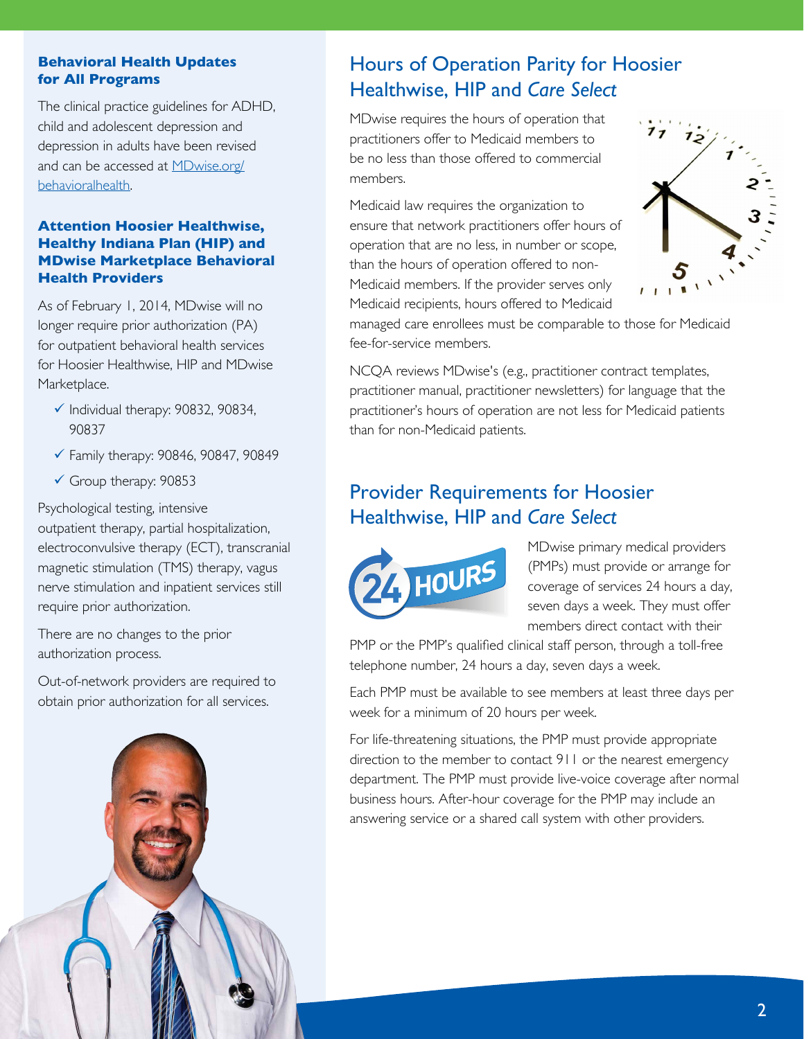## Behavioral Health Updates for All Programs

The clinical practice guidelines for ADHD, child and adolescent depression and depression in adults have been revised and can be accessed at [MDwise.org/behavioralhealth](MDwise.org/behavioralhealth).

## Attention Hoosier Healthwise, Healthy Indiana Plan (HIP) and MDwise Marketplace Behavioral Health Providers

As of February 1, 2014, MDwise will no longer require prior authorization (PA) for outpatient behavioral health services for Hoosier Healthwise, HIP and MDwise Marketplace.

- ✓ Individual therapy: 90832, 90834, 90837
- ✓ Family therapy: 90846, 90847, 90849
- ✓ Group therapy: 90853

Psychological testing, intensive outpatient therapy, partial hospitalization, electroconvulsive therapy (ECT), transcranial magnetic stimulation (TMS) therapy, vagus nerve stimulation and inpatient services still require prior authorization.

There are no changes to the prior authorization process.

Out-of-network providers are required to obtain prior authorization for all services.

## Hours of Operation Parity for Hoosier Healthwise, HIP and *Care Select*

MDwise requires the hours of operation that practitioners offer to Medicaid members to be no less than those offered to commercial members.

Medicaid law requires the organization to ensure that network practitioners offer hours of operation that are no less, in number or scope, than the hours of operation offered to non-Medicaid members. If the provider serves only Medicaid recipients, hours offered to Medicaid managed care enrollees must be comparable to those for Medicaid fee-for-service members.

NCQA reviews MDwise's (e.g., practitioner contract templates, practitioner manual, practitioner newsletters) for language that the practitioner's hours of operation are not less for Medicaid patients than for non-Medicaid patients.

## Provider Requirements for Hoosier Healthwise, HIP and *Care Select*

MDwise primary medical providers (PMPs) must provide or arrange for coverage of services 24 hours a day, seven days a week. They must offer members direct contact with their PMP or the PMP's qualified clinical staff person, through a toll-free telephone number, 24 hours a day, seven days a week.

Each PMP must be available to see members at least three days per week for a minimum of 20 hours per week.

For life-threatening situations, the PMP must provide appropriate direction to the member to contact 911 or the nearest emergency department. The PMP must provide live-voice coverage after normal business hours. After-hour coverage for the PMP may include an answering service or a shared call system with other providers.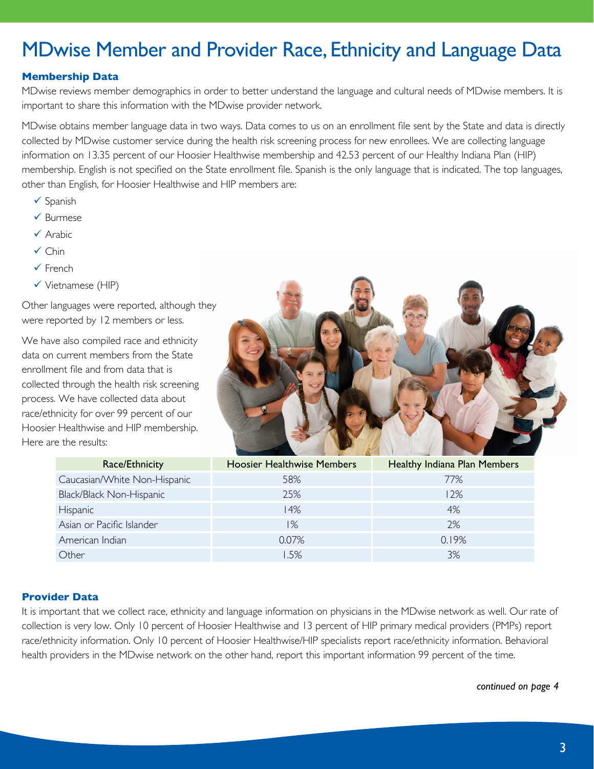# MDwise Member and Provider Race, Ethnicity and Language Data

### Membership Data

MDwise reviews member demographics in order to better understand the language and cultural needs of MDwise members. It is important to share this information with the MDwise provider network.

MDwise obtains member language data in two ways. Data comes to us on an enrollment file sent by the State and data is directly collected by MDwise customer service during the health risk screening process for new enrollees. We are collecting language information on 13.35 percent of our Hoosier Healthwise membership and 42.53 percent of our Healthy Indiana Plan (HIP) membership. English is not specified on the State enrollment file. Spanish is the only language that is indicated. The top languages, other than English, for Hoosier Healthwise and HIP members are:

- ✓ Spanish
- ✓ Burmese
- ✓ Arabic
- ✓ Chin
- ✓ French
- ✓ Vietnamese (HIP)

Other languages were reported, although they were reported by 12 members or less.

We have also compiled race and ethnicity data on current members from the State enrollment file and from data that is collected through the health risk screening process. We have collected data about race/ethnicity for over 99 percent of our Hoosier Healthwise and HIP membership. Here are the results:

| Race/Ethnicity | Hoosier Healthwise Members | Healthy Indiana Plan Members |
|---|---|---|
| Caucasian/White Non-Hispanic | 58% | 77% |
| Black/Black Non-Hispanic | 25% | 12% |
| Hispanic | 14% | 4% |
| Asian or Pacific Islander | 1% | 2% |
| American Indian | 0.07% | 0.19% |
| Other | 1.5% | 3% |

### Provider Data

It is important that we collect race, ethnicity and language information on physicians in the MDwise network as well. Our rate of collection is very low. Only 10 percent of Hoosier Healthwise and 13 percent of HIP primary medical providers (PMPs) report race/ethnicity information. Only 10 percent of Hoosier Healthwise/HIP specialists report race/ethnicity information. Behavioral health providers in the MDwise network on the other hand, report this important information 99 percent of the time.

*continued on page 4*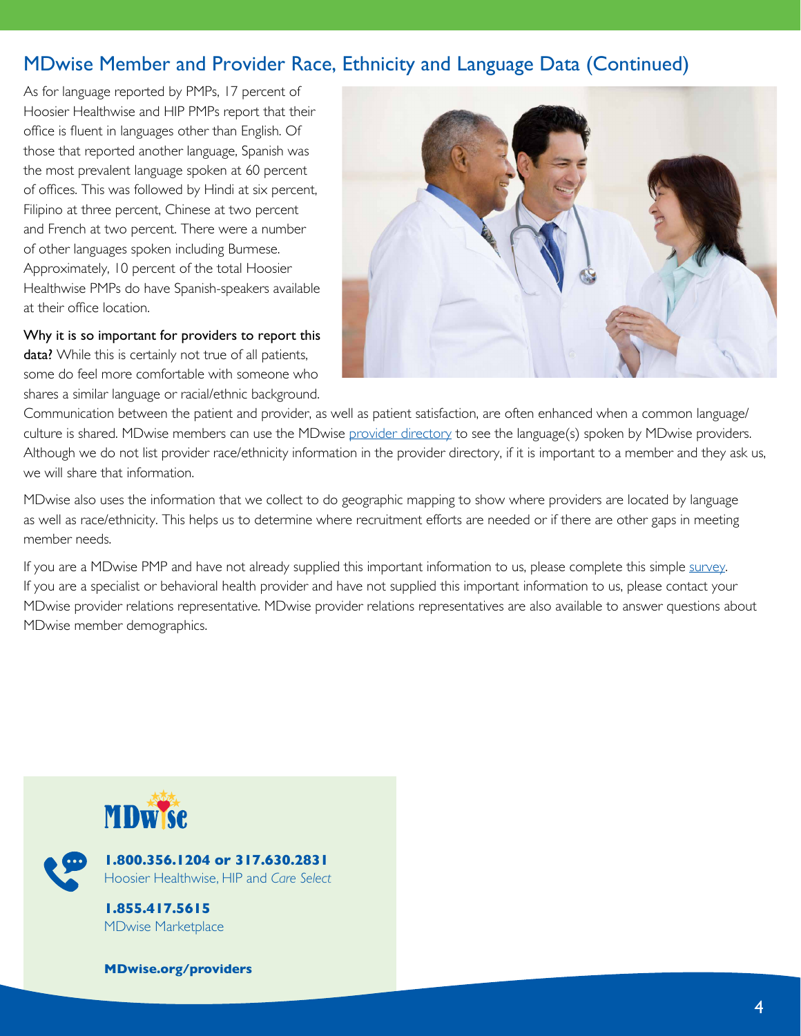## MDwise Member and Provider Race, Ethnicity and Language Data (Continued)

As for language reported by PMPs, 17 percent of Hoosier Healthwise and HIP PMPs report that their office is fluent in languages other than English. Of those that reported another language, Spanish was the most prevalent language spoken at 60 percent of offices. This was followed by Hindi at six percent, Filipino at three percent, Chinese at two percent and French at two percent. There were a number of other languages spoken including Burmese. Approximately, 10 percent of the total Hoosier Healthwise PMPs do have Spanish-speakers available at their office location.

**Why it is so important for providers to report this data?** While this is certainly not true of all patients, some do feel more comfortable with someone who shares a similar language or racial/ethnic background. Communication between the patient and provider, as well as patient satisfaction, are often enhanced when a common language/culture is shared. MDwise members can use the MDwise provider directory to see the language(s) spoken by MDwise providers. Although we do not list provider race/ethnicity information in the provider directory, if it is important to a member and they ask us, we will share that information.

MDwise also uses the information that we collect to do geographic mapping to show where providers are located by language as well as race/ethnicity. This helps us to determine where recruitment efforts are needed or if there are other gaps in meeting member needs.

If you are a MDwise PMP and have not already supplied this important information to us, please complete this simple survey. If you are a specialist or behavioral health provider and have not supplied this important information to us, please contact your MDwise provider relations representative. MDwise provider relations representatives are also available to answer questions about MDwise member demographics.

MDwise

**1.800.356.1204 or 317.630.2831**
Hoosier Healthwise, HIP and *Care Select*

**1.855.417.5615**
MDwise Marketplace

**MDwise.org/providers**